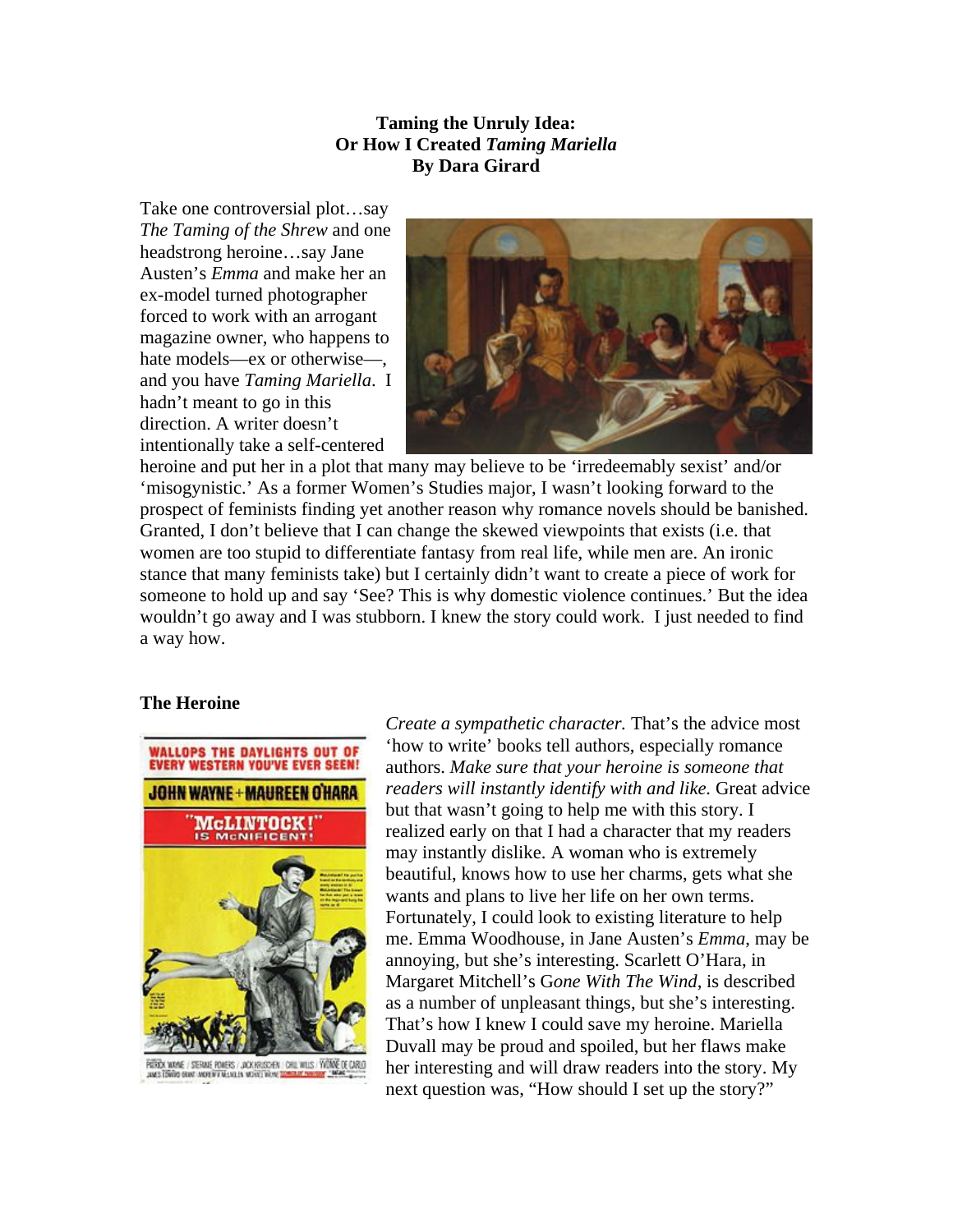**Taming the Unruly Idea:**
**Or How I Created *Taming Mariella***
**By Dara Girard**

Take one controversial plot…say *The Taming of the Shrew* and one headstrong heroine…say Jane Austen's *Emma* and make her an ex-model turned photographer forced to work with an arrogant magazine owner, who happens to hate models—ex or otherwise—, and you have *Taming Mariella*. I hadn't meant to go in this direction. A writer doesn't intentionally take a self-centered heroine and put her in a plot that many may believe to be 'irredeemably sexist' and/or 'misogynistic.' As a former Women's Studies major, I wasn't looking forward to the prospect of feminists finding yet another reason why romance novels should be banished. Granted, I don't believe that I can change the skewed viewpoints that exists (i.e. that women are too stupid to differentiate fantasy from real life, while men are. An ironic stance that many feminists take) but I certainly didn't want to create a piece of work for someone to hold up and say 'See? This is why domestic violence continues.' But the idea wouldn't go away and I was stubborn. I knew the story could work. I just needed to find a way how.

### The Heroine

*Create a sympathetic character.* That's the advice most 'how to write' books tell authors, especially romance authors. *Make sure that your heroine is someone that readers will instantly identify with and like.* Great advice but that wasn't going to help me with this story. I realized early on that I had a character that my readers may instantly dislike. A woman who is extremely beautiful, knows how to use her charms, gets what she wants and plans to live her life on her own terms. Fortunately, I could look to existing literature to help me. Emma Woodhouse, in Jane Austen's *Emma*, may be annoying, but she's interesting. Scarlett O'Hara, in Margaret Mitchell's G*one With The Wind*, is described as a number of unpleasant things, but she's interesting. That's how I knew I could save my heroine. Mariella Duvall may be proud and spoiled, but her flaws make her interesting and will draw readers into the story. My next question was, "How should I set up the story?"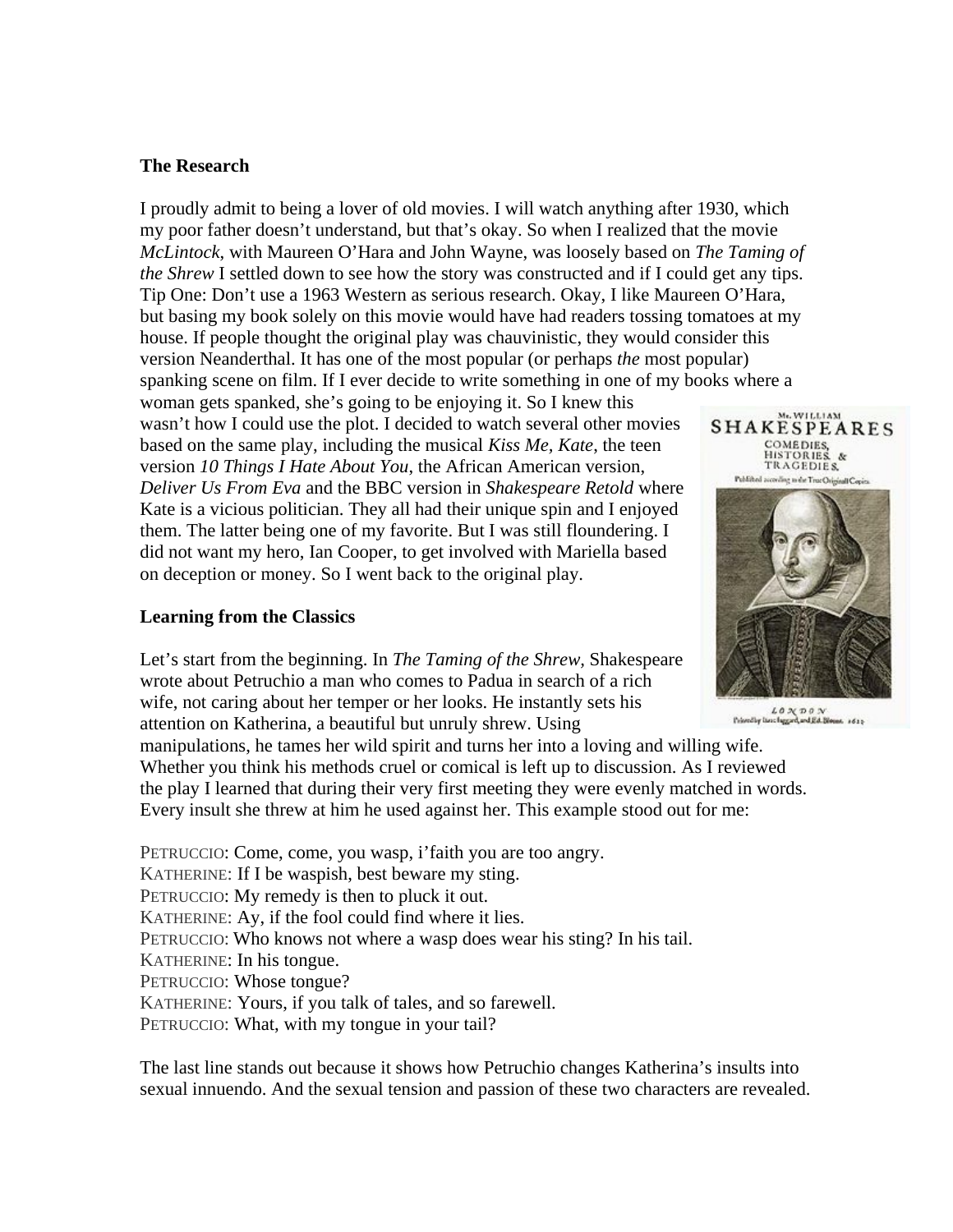**The Research**

I proudly admit to being a lover of old movies. I will watch anything after 1930, which my poor father doesn't understand, but that's okay. So when I realized that the movie *McLintock*, with Maureen O'Hara and John Wayne, was loosely based on *The Taming of the Shrew* I settled down to see how the story was constructed and if I could get any tips. Tip One: Don't use a 1963 Western as serious research. Okay, I like Maureen O'Hara, but basing my book solely on this movie would have had readers tossing tomatoes at my house. If people thought the original play was chauvinistic, they would consider this version Neanderthal. It has one of the most popular (or perhaps *the* most popular) spanking scene on film. If I ever decide to write something in one of my books where a woman gets spanked, she's going to be enjoying it. So I knew this wasn't how I could use the plot. I decided to watch several other movies based on the same play, including the musical *Kiss Me, Kate*, the teen version *10 Things I Hate About You*, the African American version, *Deliver Us From Eva* and the BBC version in *Shakespeare Retold* where Kate is a vicious politician. They all had their unique spin and I enjoyed them. The latter being one of my favorite. But I was still floundering. I did not want my hero, Ian Cooper, to get involved with Mariella based on deception or money. So I went back to the original play.

**Learning from the Classics**

Let's start from the beginning. In *The Taming of the Shrew,* Shakespeare wrote about Petruchio a man who comes to Padua in search of a rich wife, not caring about her temper or her looks. He instantly sets his attention on Katherina, a beautiful but unruly shrew. Using manipulations, he tames her wild spirit and turns her into a loving and willing wife. Whether you think his methods cruel or comical is left up to discussion. As I reviewed the play I learned that during their very first meeting they were evenly matched in words. Every insult she threw at him he used against her. This example stood out for me:

PETRUCCIO: Come, come, you wasp, i'faith you are too angry.
KATHERINE: If I be waspish, best beware my sting.
PETRUCCIO: My remedy is then to pluck it out.
KATHERINE: Ay, if the fool could find where it lies.
PETRUCCIO: Who knows not where a wasp does wear his sting? In his tail.
KATHERINE: In his tongue.
PETRUCCIO: Whose tongue?
KATHERINE: Yours, if you talk of tales, and so farewell.
PETRUCCIO: What, with my tongue in your tail?

The last line stands out because it shows how Petruchio changes Katherina's insults into sexual innuendo. And the sexual tension and passion of these two characters are revealed.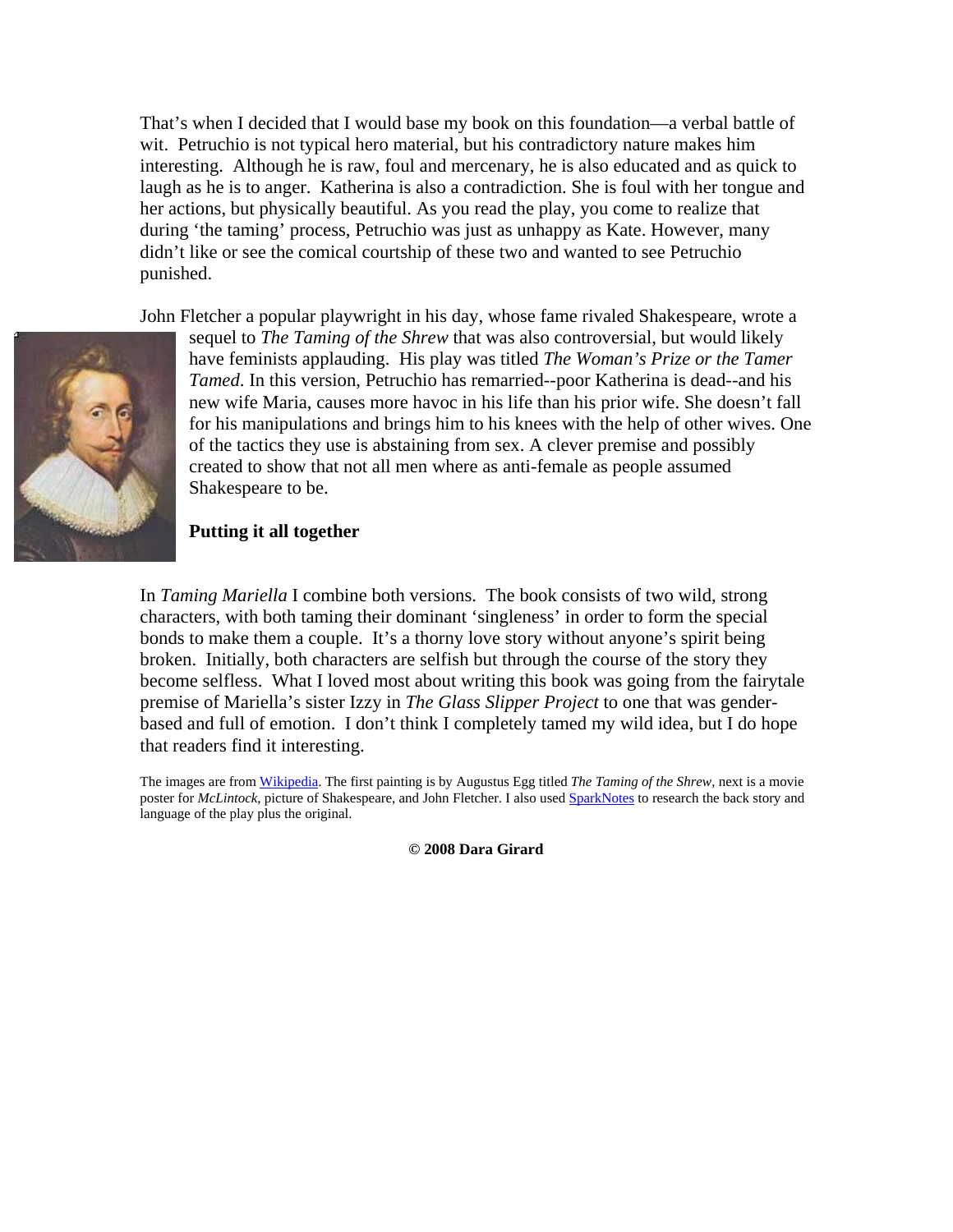That's when I decided that I would base my book on this foundation—a verbal battle of wit. Petruchio is not typical hero material, but his contradictory nature makes him interesting. Although he is raw, foul and mercenary, he is also educated and as quick to laugh as he is to anger. Katherina is also a contradiction. She is foul with her tongue and her actions, but physically beautiful. As you read the play, you come to realize that during 'the taming' process, Petruchio was just as unhappy as Kate. However, many didn't like or see the comical courtship of these two and wanted to see Petruchio punished.

John Fletcher a popular playwright in his day, whose fame rivaled Shakespeare, wrote a sequel to *The Taming of the Shrew* that was also controversial, but would likely have feminists applauding. His play was titled *The Woman's Prize or the Tamer Tamed*. In this version, Petruchio has remarried--poor Katherina is dead--and his new wife Maria, causes more havoc in his life than his prior wife. She doesn't fall for his manipulations and brings him to his knees with the help of other wives. One of the tactics they use is abstaining from sex. A clever premise and possibly created to show that not all men where as anti-female as people assumed Shakespeare to be.

**Putting it all together**

In *Taming Mariella* I combine both versions. The book consists of two wild, strong characters, with both taming their dominant 'singleness' in order to form the special bonds to make them a couple. It's a thorny love story without anyone's spirit being broken. Initially, both characters are selfish but through the course of the story they become selfless. What I loved most about writing this book was going from the fairytale premise of Mariella's sister Izzy in *The Glass Slipper Project* to one that was gender-based and full of emotion. I don't think I completely tamed my wild idea, but I do hope that readers find it interesting.

The images are from Wikipedia. The first painting is by Augustus Egg titled *The Taming of the Shrew*, next is a movie poster for *McLintock*, picture of Shakespeare, and John Fletcher. I also used SparkNotes to research the back story and language of the play plus the original.

**© 2008 Dara Girard**